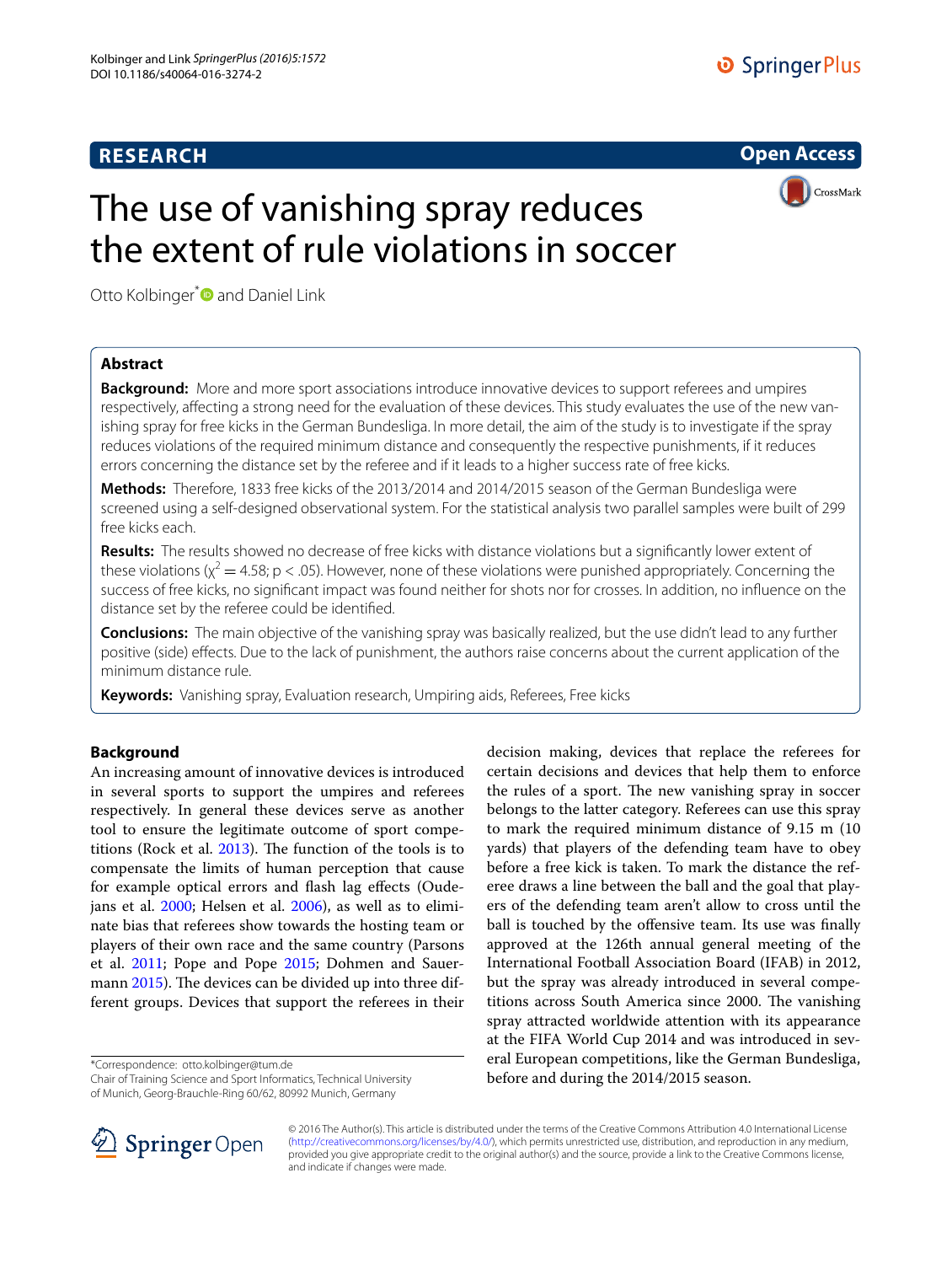RESEARCH

Open Access

# The use of vanishing spray reduces the extent of rule violations in soccer

Otto Kolbinger* and Daniel Link

## Abstract

**Background:** More and more sport associations introduce innovative devices to support referees and umpires respectively, affecting a strong need for the evaluation of these devices. This study evaluates the use of the new vanishing spray for free kicks in the German Bundesliga. In more detail, the aim of the study is to investigate if the spray reduces violations of the required minimum distance and consequently the respective punishments, if it reduces errors concerning the distance set by the referee and if it leads to a higher success rate of free kicks.

**Methods:** Therefore, 1833 free kicks of the 2013/2014 and 2014/2015 season of the German Bundesliga were screened using a self-designed observational system. For the statistical analysis two parallel samples were built of 299 free kicks each.

**Results:** The results showed no decrease of free kicks with distance violations but a significantly lower extent of these violations ($\chi^2 = 4.58$; $p < .05$). However, none of these violations were punished appropriately. Concerning the success of free kicks, no significant impact was found neither for shots nor for crosses. In addition, no influence on the distance set by the referee could be identified.

**Conclusions:** The main objective of the vanishing spray was basically realized, but the use didn't lead to any further positive (side) effects. Due to the lack of punishment, the authors raise concerns about the current application of the minimum distance rule.

**Keywords:** Vanishing spray, Evaluation research, Umpiring aids, Referees, Free kicks

## Background

An increasing amount of innovative devices is introduced in several sports to support the umpires and referees respectively. In general these devices serve as another tool to ensure the legitimate outcome of sport competitions (Rock et al. 2013). The function of the tools is to compensate the limits of human perception that cause for example optical errors and flash lag effects (Oudejans et al. 2000; Helsen et al. 2006), as well as to eliminate bias that referees show towards the hosting team or players of their own race and the same country (Parsons et al. 2011; Pope and Pope 2015; Dohmen and Sauermann 2015). The devices can be divided up into three different groups. Devices that support the referees in their decision making, devices that replace the referees for certain decisions and devices that help them to enforce the rules of a sport. The new vanishing spray in soccer belongs to the latter category. Referees can use this spray to mark the required minimum distance of 9.15 m (10 yards) that players of the defending team have to obey before a free kick is taken. To mark the distance the referee draws a line between the ball and the goal that players of the defending team aren't allow to cross until the ball is touched by the offensive team. Its use was finally approved at the 126th annual general meeting of the International Football Association Board (IFAB) in 2012, but the spray was already introduced in several competitions across South America since 2000. The vanishing spray attracted worldwide attention with its appearance at the FIFA World Cup 2014 and was introduced in several European competitions, like the German Bundesliga, before and during the 2014/2015 season.

*Correspondence: otto.kolbinger@tum.de
Chair of Training Science and Sport Informatics, Technical University of Munich, Georg-Brauchle-Ring 60/62, 80992 Munich, Germany

© 2016 The Author(s). This article is distributed under the terms of the Creative Commons Attribution 4.0 International License (http://creativecommons.org/licenses/by/4.0/), which permits unrestricted use, distribution, and reproduction in any medium, provided you give appropriate credit to the original author(s) and the source, provide a link to the Creative Commons license, and indicate if changes were made.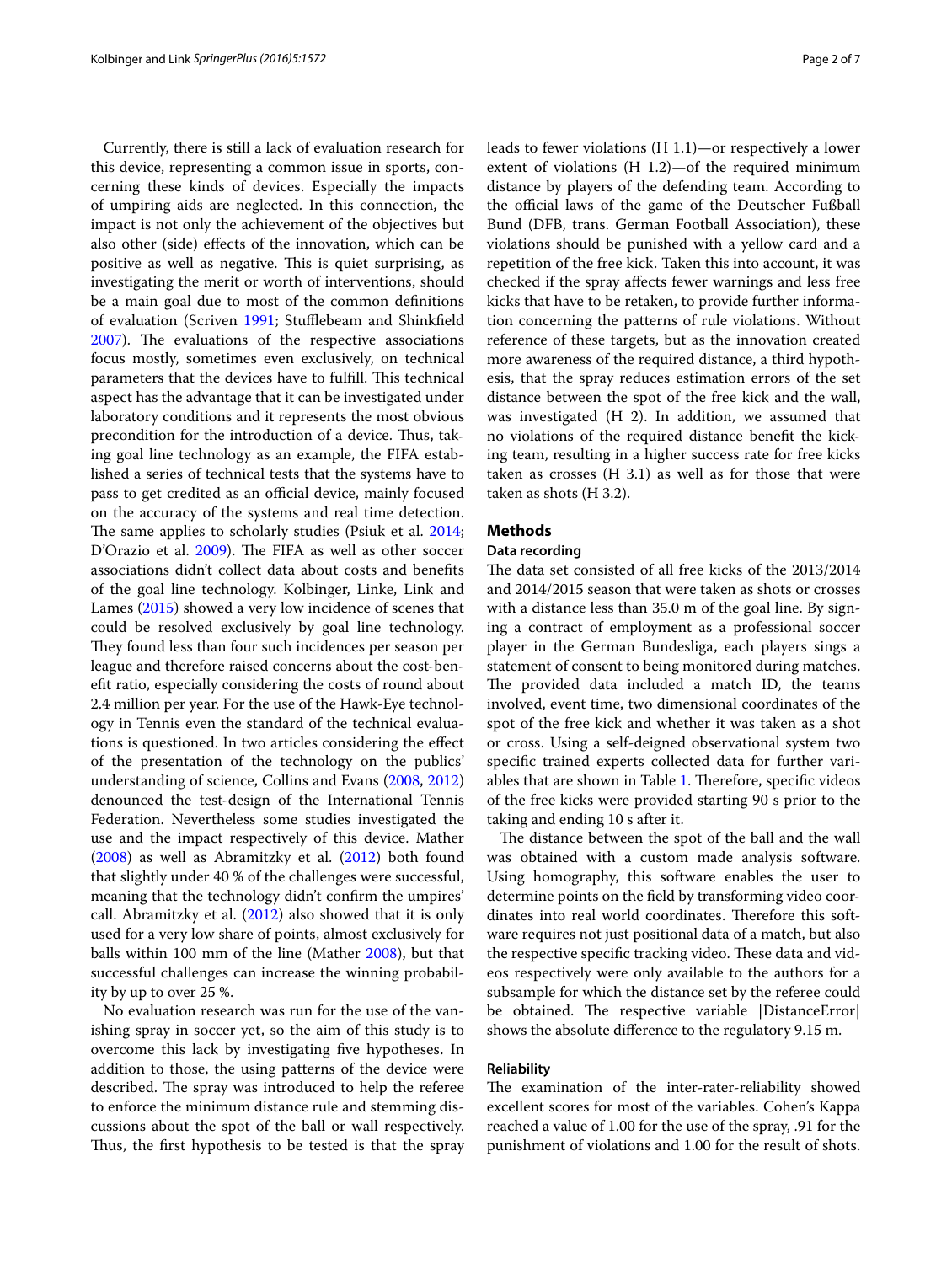Currently, there is still a lack of evaluation research for this device, representing a common issue in sports, concerning these kinds of devices. Especially the impacts of umpiring aids are neglected. In this connection, the impact is not only the achievement of the objectives but also other (side) effects of the innovation, which can be positive as well as negative. This is quiet surprising, as investigating the merit or worth of interventions, should be a main goal due to most of the common definitions of evaluation (Scriven 1991; Stufflebeam and Shinkfield 2007). The evaluations of the respective associations focus mostly, sometimes even exclusively, on technical parameters that the devices have to fulfill. This technical aspect has the advantage that it can be investigated under laboratory conditions and it represents the most obvious precondition for the introduction of a device. Thus, taking goal line technology as an example, the FIFA established a series of technical tests that the systems have to pass to get credited as an official device, mainly focused on the accuracy of the systems and real time detection. The same applies to scholarly studies (Psiuk et al. 2014; D'Orazio et al. 2009). The FIFA as well as other soccer associations didn't collect data about costs and benefits of the goal line technology. Kolbinger, Linke, Link and Lames (2015) showed a very low incidence of scenes that could be resolved exclusively by goal line technology. They found less than four such incidences per season per league and therefore raised concerns about the cost-benefit ratio, especially considering the costs of round about 2.4 million per year. For the use of the Hawk-Eye technology in Tennis even the standard of the technical evaluations is questioned. In two articles considering the effect of the presentation of the technology on the publics' understanding of science, Collins and Evans (2008, 2012) denounced the test-design of the International Tennis Federation. Nevertheless some studies investigated the use and the impact respectively of this device. Mather (2008) as well as Abramitzky et al. (2012) both found that slightly under 40 % of the challenges were successful, meaning that the technology didn't confirm the umpires' call. Abramitzky et al. (2012) also showed that it is only used for a very low share of points, almost exclusively for balls within 100 mm of the line (Mather 2008), but that successful challenges can increase the winning probability by up to over 25 %.

No evaluation research was run for the use of the vanishing spray in soccer yet, so the aim of this study is to overcome this lack by investigating five hypotheses. In addition to those, the using patterns of the device were described. The spray was introduced to help the referee to enforce the minimum distance rule and stemming discussions about the spot of the ball or wall respectively. Thus, the first hypothesis to be tested is that the spray leads to fewer violations (H 1.1)—or respectively a lower extent of violations (H 1.2)—of the required minimum distance by players of the defending team. According to the official laws of the game of the Deutscher Fußball Bund (DFB, trans. German Football Association), these violations should be punished with a yellow card and a repetition of the free kick. Taken this into account, it was checked if the spray affects fewer warnings and less free kicks that have to be retaken, to provide further information concerning the patterns of rule violations. Without reference of these targets, but as the innovation created more awareness of the required distance, a third hypothesis, that the spray reduces estimation errors of the set distance between the spot of the free kick and the wall, was investigated (H 2). In addition, we assumed that no violations of the required distance benefit the kicking team, resulting in a higher success rate for free kicks taken as crosses (H 3.1) as well as for those that were taken as shots (H 3.2).

## Methods

### Data recording

The data set consisted of all free kicks of the 2013/2014 and 2014/2015 season that were taken as shots or crosses with a distance less than 35.0 m of the goal line. By signing a contract of employment as a professional soccer player in the German Bundesliga, each players sings a statement of consent to being monitored during matches. The provided data included a match ID, the teams involved, event time, two dimensional coordinates of the spot of the free kick and whether it was taken as a shot or cross. Using a self-deigned observational system two specific trained experts collected data for further variables that are shown in Table 1. Therefore, specific videos of the free kicks were provided starting 90 s prior to the taking and ending 10 s after it.

The distance between the spot of the ball and the wall was obtained with a custom made analysis software. Using homography, this software enables the user to determine points on the field by transforming video coordinates into real world coordinates. Therefore this software requires not just positional data of a match, but also the respective specific tracking video. These data and videos respectively were only available to the authors for a subsample for which the distance set by the referee could be obtained. The respective variable |DistanceError| shows the absolute difference to the regulatory 9.15 m.

### Reliability

The examination of the inter-rater-reliability showed excellent scores for most of the variables. Cohen's Kappa reached a value of 1.00 for the use of the spray, .91 for the punishment of violations and 1.00 for the result of shots.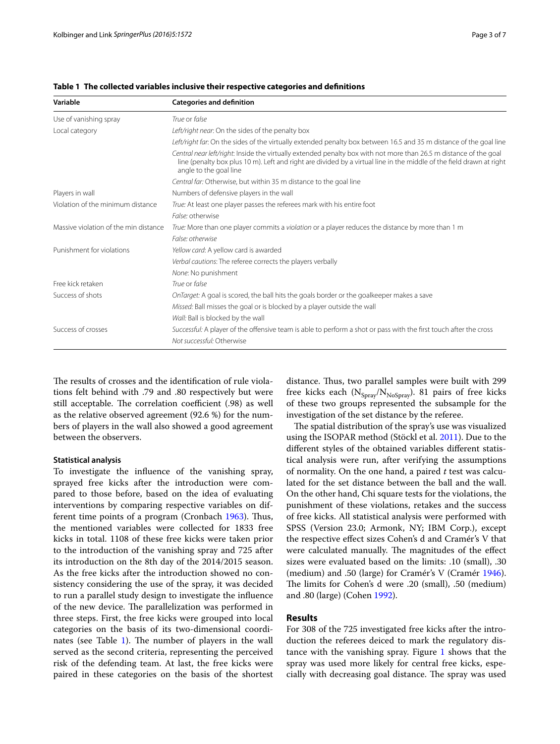**Table 1 The collected variables inclusive their respective categories and definitions**

| Variable | Categories and definition |
|---|---|
| Use of vanishing spray | *True* or *false* |
| Local category | *Left/right near*: On the sides of the penalty box |
| | *Left/right far*: On the sides of the virtually extended penalty box between 16.5 and 35 m distance of the goal line |
| | *Central near left/right*: Inside the virtually extended penalty box with not more than 26.5 m distance of the goal line (penalty box plus 10 m). Left and right are divided by a virtual line in the middle of the field drawn at right angle to the goal line |
| | *Central far:* Otherwise, but within 35 m distance to the goal line |
| Players in wall | Numbers of defensive players in the wall |
| Violation of the minimum distance | *True:* At least one player passes the referees mark with his entire foot |
| | *False:* otherwise |
| Massive violation of the min distance | *True:* More than one player commits a *violation* or a player reduces the distance by more than 1 m |
| | *False: otherwise* |
| Punishment for violations | *Yellow card*: A yellow card is awarded |
| | *Verbal cautions*: The referee corrects the players verbally |
| | *None*: No punishment |
| Free kick retaken | *True* or *false* |
| Success of shots | *OnTarget:* A goal is scored, the ball hits the goals border or the goalkeeper makes a save |
| | *Missed:* Ball misses the goal or is blocked by a player outside the wall |
| | *Wall:* Ball is blocked by the wall |
| Success of crosses | *Successful:* A player of the offensive team is able to perform a shot or pass with the first touch after the cross |
| | *Not successful:* Otherwise |

The results of crosses and the identification of rule violations felt behind with .79 and .80 respectively but were still acceptable. The correlation coefficient (.98) as well as the relative observed agreement (92.6 %) for the numbers of players in the wall also showed a good agreement between the observers.

### Statistical analysis

To investigate the influence of the vanishing spray, sprayed free kicks after the introduction were compared to those before, based on the idea of evaluating interventions by comparing respective variables on different time points of a program (Cronbach 1963). Thus, the mentioned variables were collected for 1833 free kicks in total. 1108 of these free kicks were taken prior to the introduction of the vanishing spray and 725 after its introduction on the 8th day of the 2014/2015 season. As the free kicks after the introduction showed no consistency considering the use of the spray, it was decided to run a parallel study design to investigate the influence of the new device. The parallelization was performed in three steps. First, the free kicks were grouped into local categories on the basis of its two-dimensional coordinates (see Table 1). The number of players in the wall served as the second criteria, representing the perceived risk of the defending team. At last, the free kicks were paired in these categories on the basis of the shortest distance. Thus, two parallel samples were built with 299 free kicks each ($N_{Spray}/N_{NoSpray}$). 81 pairs of free kicks of these two groups represented the subsample for the investigation of the set distance by the referee.

The spatial distribution of the spray's use was visualized using the ISOPAR method (Stöckl et al. 2011). Due to the different styles of the obtained variables different statistical analysis were run, after verifying the assumptions of normality. On the one hand, a paired *t* test was calculated for the set distance between the ball and the wall. On the other hand, Chi square tests for the violations, the punishment of these violations, retakes and the success of free kicks. All statistical analysis were performed with SPSS (Version 23.0; Armonk, NY; IBM Corp.), except the respective effect sizes Cohen's d and Cramér's V that were calculated manually. The magnitudes of the effect sizes were evaluated based on the limits: .10 (small), .30 (medium) and .50 (large) for Cramér's V (Cramér 1946). The limits for Cohen's d were .20 (small), .50 (medium) and .80 (large) (Cohen 1992).

## Results

For 308 of the 725 investigated free kicks after the introduction the referees deiced to mark the regulatory distance with the vanishing spray. Figure 1 shows that the spray was used more likely for central free kicks, especially with decreasing goal distance. The spray was used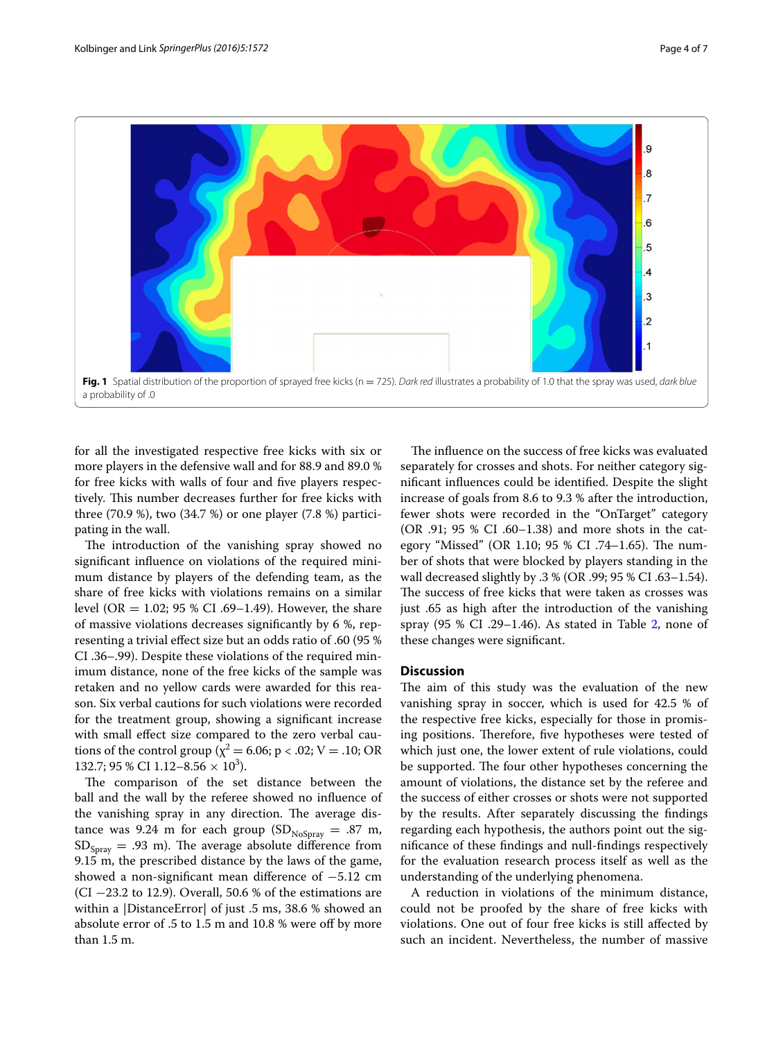Fig. 1 Spatial distribution of the proportion of sprayed free kicks (n = 725). *Dark red* illustrates a probability of 1.0 that the spray was used, *dark blue* a probability of .0

for all the investigated respective free kicks with six or more players in the defensive wall and for 88.9 and 89.0 % for free kicks with walls of four and five players respectively. This number decreases further for free kicks with three (70.9 %), two (34.7 %) or one player (7.8 %) participating in the wall.

The introduction of the vanishing spray showed no significant influence on violations of the required minimum distance by players of the defending team, as the share of free kicks with violations remains on a similar level (OR = 1.02; 95 % CI .69–1.49). However, the share of massive violations decreases significantly by 6 %, representing a trivial effect size but an odds ratio of .60 (95 % CI .36–.99). Despite these violations of the required minimum distance, none of the free kicks of the sample was retaken and no yellow cards were awarded for this reason. Six verbal cautions for such violations were recorded for the treatment group, showing a significant increase with small effect size compared to the zero verbal cautions of the control group ($\chi^2 = 6.06$; $p < .02$; $V = .10$; OR 132.7; 95 % CI 1.12–8.56 $\times 10^3$).

The comparison of the set distance between the ball and the wall by the referee showed no influence of the vanishing spray in any direction. The average distance was 9.24 m for each group ($SD_{NoSpray} = .87$ m, $SD_{Spray} = .93$ m). The average absolute difference from 9.15 m, the prescribed distance by the laws of the game, showed a non-significant mean difference of −5.12 cm (CI −23.2 to 12.9). Overall, 50.6 % of the estimations are within a |DistanceError| of just .5 ms, 38.6 % showed an absolute error of .5 to 1.5 m and 10.8 % were off by more than 1.5 m.

The influence on the success of free kicks was evaluated separately for crosses and shots. For neither category significant influences could be identified. Despite the slight increase of goals from 8.6 to 9.3 % after the introduction, fewer shots were recorded in the "OnTarget" category (OR .91; 95 % CI .60–1.38) and more shots in the category "Missed" (OR 1.10; 95 % CI .74–1.65). The number of shots that were blocked by players standing in the wall decreased slightly by .3 % (OR .99; 95 % CI .63–1.54). The success of free kicks that were taken as crosses was just .65 as high after the introduction of the vanishing spray (95 % CI .29–1.46). As stated in Table 2, none of these changes were significant.

## Discussion

The aim of this study was the evaluation of the new vanishing spray in soccer, which is used for 42.5 % of the respective free kicks, especially for those in promising positions. Therefore, five hypotheses were tested of which just one, the lower extent of rule violations, could be supported. The four other hypotheses concerning the amount of violations, the distance set by the referee and the success of either crosses or shots were not supported by the results. After separately discussing the findings regarding each hypothesis, the authors point out the significance of these findings and null-findings respectively for the evaluation research process itself as well as the understanding of the underlying phenomena.

A reduction in violations of the minimum distance, could not be proofed by the share of free kicks with violations. One out of four free kicks is still affected by such an incident. Nevertheless, the number of massive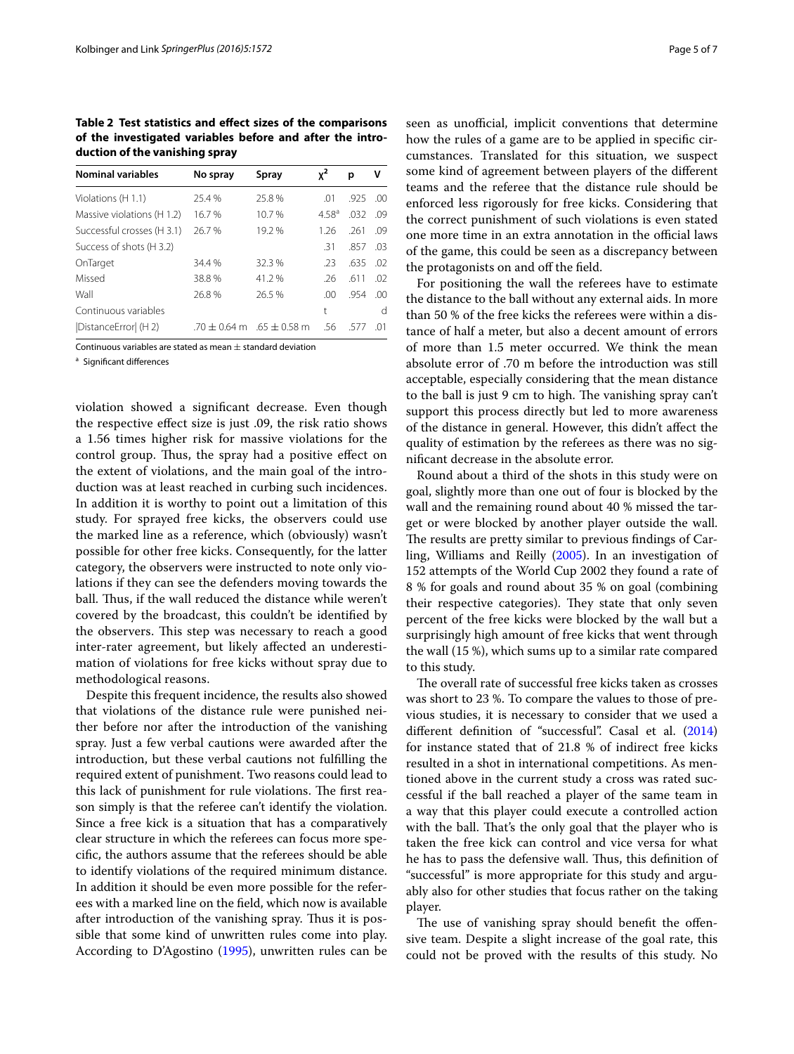**Table 2 Test statistics and effect sizes of the comparisons of the investigated variables before and after the introduction of the vanishing spray**

| Nominal variables | No spray | Spray | $\chi^2$ | p | V |
|---|---|---|---|---|---|
| Violations (H 1.1) | 25.4 % | 25.8 % | .01 | .925 | .00 |
| Massive violations (H 1.2) | 16.7 % | 10.7 % | 4.58[a] | .032 | .09 |
| Successful crosses (H 3.1) | 26.7 % | 19.2 % | 1.26 | .261 | .09 |
| Success of shots (H 3.2) | | | .31 | .857 | .03 |
| OnTarget | 34.4 % | 32.3 % | .23 | .635 | .02 |
| Missed | 38.8 % | 41.2 % | .26 | .611 | .02 |
| Wall | 26.8 % | 26.5 % | .00 | .954 | .00 |
| Continuous variables | | | t | | d |
| \|DistanceError\| (H 2) | .70 ± 0.64 m | .65 ± 0.58 m | .56 | .577 | .01 |

Continuous variables are stated as mean ± standard deviation

[a] Significant differences

violation showed a significant decrease. Even though the respective effect size is just .09, the risk ratio shows a 1.56 times higher risk for massive violations for the control group. Thus, the spray had a positive effect on the extent of violations, and the main goal of the introduction was at least reached in curbing such incidences. In addition it is worthy to point out a limitation of this study. For sprayed free kicks, the observers could use the marked line as a reference, which (obviously) wasn't possible for other free kicks. Consequently, for the latter category, the observers were instructed to note only violations if they can see the defenders moving towards the ball. Thus, if the wall reduced the distance while weren't covered by the broadcast, this couldn't be identified by the observers. This step was necessary to reach a good inter-rater agreement, but likely affected an underestimation of violations for free kicks without spray due to methodological reasons.

Despite this frequent incidence, the results also showed that violations of the distance rule were punished neither before nor after the introduction of the vanishing spray. Just a few verbal cautions were awarded after the introduction, but these verbal cautions not fulfilling the required extent of punishment. Two reasons could lead to this lack of punishment for rule violations. The first reason simply is that the referee can't identify the violation. Since a free kick is a situation that has a comparatively clear structure in which the referees can focus more specific, the authors assume that the referees should be able to identify violations of the required minimum distance. In addition it should be even more possible for the referees with a marked line on the field, which now is available after introduction of the vanishing spray. Thus it is possible that some kind of unwritten rules come into play. According to D'Agostino (1995), unwritten rules can be seen as unofficial, implicit conventions that determine how the rules of a game are to be applied in specific circumstances. Translated for this situation, we suspect some kind of agreement between players of the different teams and the referee that the distance rule should be enforced less rigorously for free kicks. Considering that the correct punishment of such violations is even stated one more time in an extra annotation in the official laws of the game, this could be seen as a discrepancy between the protagonists on and off the field.

For positioning the wall the referees have to estimate the distance to the ball without any external aids. In more than 50 % of the free kicks the referees were within a distance of half a meter, but also a decent amount of errors of more than 1.5 meter occurred. We think the mean absolute error of .70 m before the introduction was still acceptable, especially considering that the mean distance to the ball is just 9 cm to high. The vanishing spray can't support this process directly but led to more awareness of the distance in general. However, this didn't affect the quality of estimation by the referees as there was no significant decrease in the absolute error.

Round about a third of the shots in this study were on goal, slightly more than one out of four is blocked by the wall and the remaining round about 40 % missed the target or were blocked by another player outside the wall. The results are pretty similar to previous findings of Carling, Williams and Reilly (2005). In an investigation of 152 attempts of the World Cup 2002 they found a rate of 8 % for goals and round about 35 % on goal (combining their respective categories). They state that only seven percent of the free kicks were blocked by the wall but a surprisingly high amount of free kicks that went through the wall (15 %), which sums up to a similar rate compared to this study.

The overall rate of successful free kicks taken as crosses was short to 23 %. To compare the values to those of previous studies, it is necessary to consider that we used a different definition of "successful". Casal et al. (2014) for instance stated that of 21.8 % of indirect free kicks resulted in a shot in international competitions. As mentioned above in the current study a cross was rated successful if the ball reached a player of the same team in a way that this player could execute a controlled action with the ball. That's the only goal that the player who is taken the free kick can control and vice versa for what he has to pass the defensive wall. Thus, this definition of "successful" is more appropriate for this study and arguably also for other studies that focus rather on the taking player.

The use of vanishing spray should benefit the offensive team. Despite a slight increase of the goal rate, this could not be proved with the results of this study. No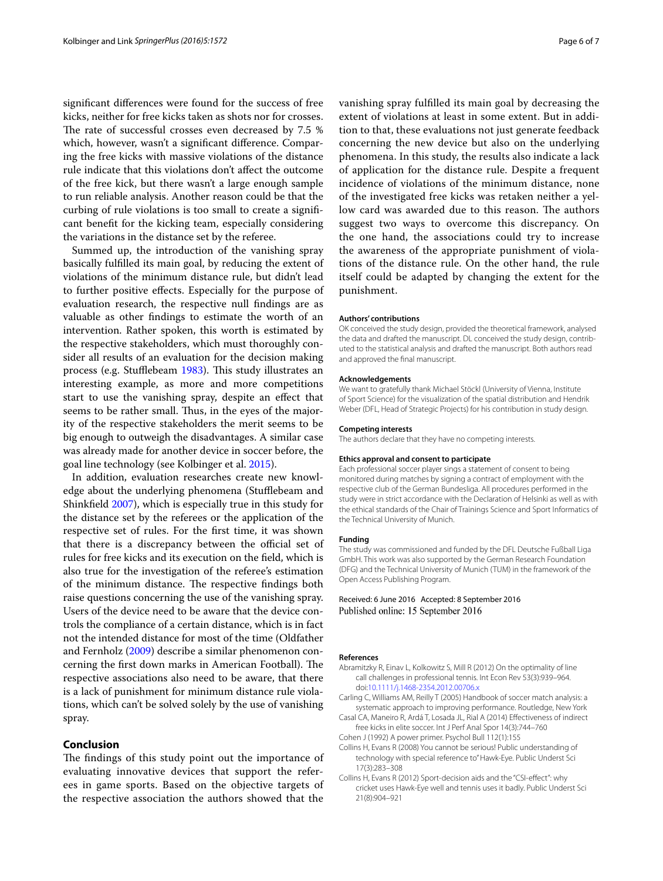significant differences were found for the success of free kicks, neither for free kicks taken as shots nor for crosses. The rate of successful crosses even decreased by 7.5 % which, however, wasn't a significant difference. Comparing the free kicks with massive violations of the distance rule indicate that this violations don't affect the outcome of the free kick, but there wasn't a large enough sample to run reliable analysis. Another reason could be that the curbing of rule violations is too small to create a significant benefit for the kicking team, especially considering the variations in the distance set by the referee.

Summed up, the introduction of the vanishing spray basically fulfilled its main goal, by reducing the extent of violations of the minimum distance rule, but didn't lead to further positive effects. Especially for the purpose of evaluation research, the respective null findings are as valuable as other findings to estimate the worth of an intervention. Rather spoken, this worth is estimated by the respective stakeholders, which must thoroughly consider all results of an evaluation for the decision making process (e.g. Stufflebeam 1983). This study illustrates an interesting example, as more and more competitions start to use the vanishing spray, despite an effect that seems to be rather small. Thus, in the eyes of the majority of the respective stakeholders the merit seems to be big enough to outweigh the disadvantages. A similar case was already made for another device in soccer before, the goal line technology (see Kolbinger et al. 2015).

In addition, evaluation researches create new knowledge about the underlying phenomena (Stufflebeam and Shinkfield 2007), which is especially true in this study for the distance set by the referees or the application of the respective set of rules. For the first time, it was shown that there is a discrepancy between the official set of rules for free kicks and its execution on the field, which is also true for the investigation of the referee's estimation of the minimum distance. The respective findings both raise questions concerning the use of the vanishing spray. Users of the device need to be aware that the device controls the compliance of a certain distance, which is in fact not the intended distance for most of the time (Oldfather and Fernholz (2009) describe a similar phenomenon concerning the first down marks in American Football). The respective associations also need to be aware, that there is a lack of punishment for minimum distance rule violations, which can't be solved solely by the use of vanishing spray.

## Conclusion

The findings of this study point out the importance of evaluating innovative devices that support the referees in game sports. Based on the objective targets of the respective association the authors showed that the vanishing spray fulfilled its main goal by decreasing the extent of violations at least in some extent. But in addition to that, these evaluations not just generate feedback concerning the new device but also on the underlying phenomena. In this study, the results also indicate a lack of application for the distance rule. Despite a frequent incidence of violations of the minimum distance, none of the investigated free kicks was retaken neither a yellow card was awarded due to this reason. The authors suggest two ways to overcome this discrepancy. On the one hand, the associations could try to increase the awareness of the appropriate punishment of violations of the distance rule. On the other hand, the rule itself could be adapted by changing the extent for the punishment.

**Authors' contributions**

OK conceived the study design, provided the theoretical framework, analysed the data and drafted the manuscript. DL conceived the study design, contributed to the statistical analysis and drafted the manuscript. Both authors read and approved the final manuscript.

**Acknowledgements**

We want to gratefully thank Michael Stöckl (University of Vienna, Institute of Sport Science) for the visualization of the spatial distribution and Hendrik Weber (DFL, Head of Strategic Projects) for his contribution in study design.

**Competing interests**

The authors declare that they have no competing interests.

**Ethics approval and consent to participate**

Each professional soccer player sings a statement of consent to being monitored during matches by signing a contract of employment with the respective club of the German Bundesliga. All procedures performed in the study were in strict accordance with the Declaration of Helsinki as well as with the ethical standards of the Chair of Trainings Science and Sport Informatics of the Technical University of Munich.

**Funding**

The study was commissioned and funded by the DFL Deutsche Fußball Liga GmbH. This work was also supported by the German Research Foundation (DFG) and the Technical University of Munich (TUM) in the framework of the Open Access Publishing Program.

Received: 6 June 2016 Accepted: 8 September 2016
Published online: 15 September 2016

**References**

Abramitzky R, Einav L, Kolkowitz S, Mill R (2012) On the optimality of line call challenges in professional tennis. Int Econ Rev 53(3):939–964. doi:10.1111/j.1468-2354.2012.00706.x

Carling C, Williams AM, Reilly T (2005) Handbook of soccer match analysis: a systematic approach to improving performance. Routledge, New York

Casal CA, Maneiro R, Ardá T, Losada JL, Rial A (2014) Effectiveness of indirect free kicks in elite soccer. Int J Perf Anal Spor 14(3):744–760

Cohen J (1992) A power primer. Psychol Bull 112(1):155

Collins H, Evans R (2008) You cannot be serious! Public understanding of technology with special reference to" Hawk-Eye. Public Underst Sci 17(3):283–308

Collins H, Evans R (2012) Sport-decision aids and the "CSI-effect": why cricket uses Hawk-Eye well and tennis uses it badly. Public Underst Sci 21(8):904–921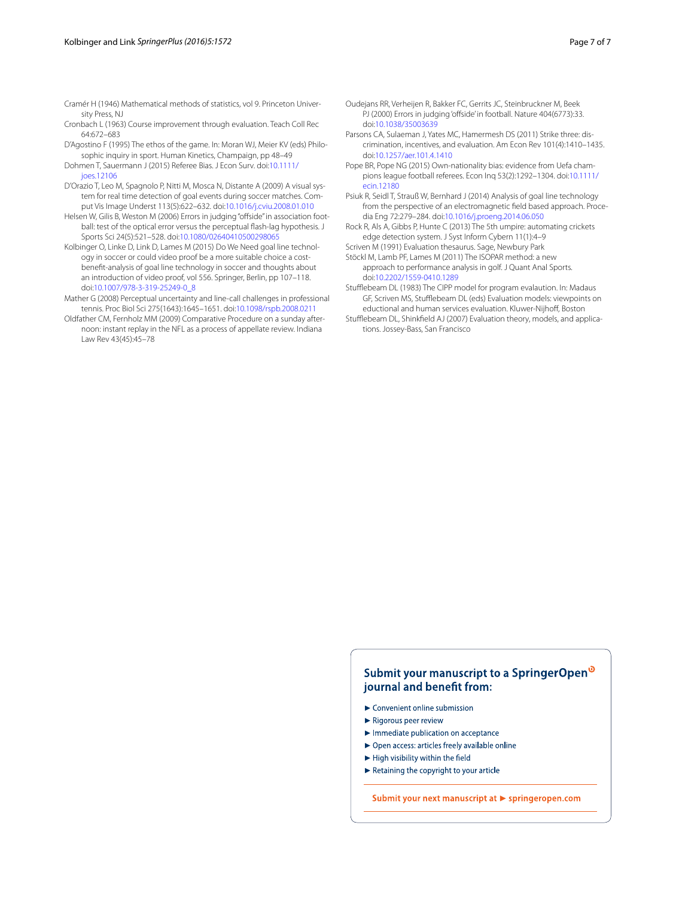Cramér H (1946) Mathematical methods of statistics, vol 9. Princeton University Press, NJ

Cronbach L (1963) Course improvement through evaluation. Teach Coll Rec 64:672–683

D'Agostino F (1995) The ethos of the game. In: Moran WJ, Meier KV (eds) Philosophic inquiry in sport. Human Kinetics, Champaign, pp 48–49

Dohmen T, Sauermann J (2015) Referee Bias. J Econ Surv. doi:10.1111/joes.12106

D'Orazio T, Leo M, Spagnolo P, Nitti M, Mosca N, Distante A (2009) A visual system for real time detection of goal events during soccer matches. Comput Vis Image Underst 113(5):622–632. doi:10.1016/j.cviu.2008.01.010

Helsen W, Gilis B, Weston M (2006) Errors in judging "offside" in association football: test of the optical error versus the perceptual flash-lag hypothesis. J Sports Sci 24(5):521–528. doi:10.1080/02640410500298065

Kolbinger O, Linke D, Link D, Lames M (2015) Do We Need goal line technology in soccer or could video proof be a more suitable choice a cost-benefit-analysis of goal line technology in soccer and thoughts about an introduction of video proof, vol 556. Springer, Berlin, pp 107–118. doi:10.1007/978-3-319-25249-0_8

Mather G (2008) Perceptual uncertainty and line-call challenges in professional tennis. Proc Biol Sci 275(1643):1645–1651. doi:10.1098/rspb.2008.0211

Oldfather CM, Fernholz MM (2009) Comparative Procedure on a sunday afternoon: instant replay in the NFL as a process of appellate review. Indiana Law Rev 43(45):45–78

Oudejans RR, Verheijen R, Bakker FC, Gerrits JC, Steinbruckner M, Beek PJ (2000) Errors in judging 'offside' in football. Nature 404(6773):33. doi:10.1038/35003639

Parsons CA, Sulaeman J, Yates MC, Hamermesh DS (2011) Strike three: discrimination, incentives, and evaluation. Am Econ Rev 101(4):1410–1435. doi:10.1257/aer.101.4.1410

Pope BR, Pope NG (2015) Own-nationality bias: evidence from Uefa champions league football referees. Econ Inq 53(2):1292–1304. doi:10.1111/ecin.12180

Psiuk R, Seidl T, Strauß W, Bernhard J (2014) Analysis of goal line technology from the perspective of an electromagnetic field based approach. Procedia Eng 72:279–284. doi:10.1016/j.proeng.2014.06.050

Rock R, Als A, Gibbs P, Hunte C (2013) The 5th umpire: automating crickets edge detection system. J Syst Inform Cybern 11(1):4–9

Scriven M (1991) Evaluation thesaurus. Sage, Newbury Park

Stöckl M, Lamb PF, Lames M (2011) The ISOPAR method: a new approach to performance analysis in golf. J Quant Anal Sports. doi:10.2202/1559-0410.1289

Stufflebeam DL (1983) The CIPP model for program evalaution. In: Madaus GF, Scriven MS, Stufflebeam DL (eds) Evaluation models: viewpoints on eductional and human services evaluation. Kluwer-Nijhoff, Boston

Stufflebeam DL, Shinkfield AJ (2007) Evaluation theory, models, and applications. Jossey-Bass, San Francisco